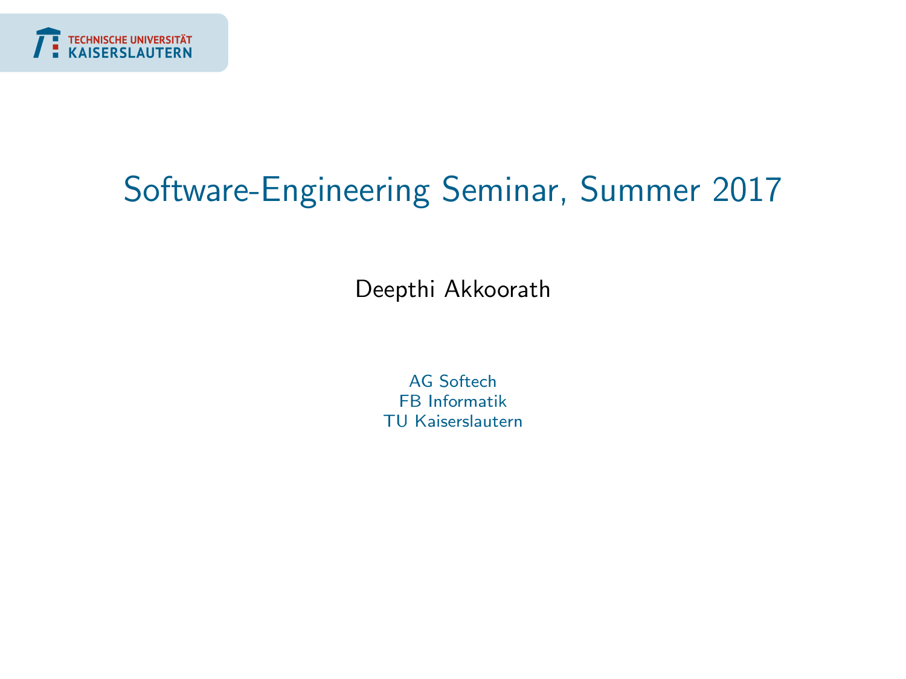# Software-Engineering Seminar, Summer 2017

Deepthi Akkoorath

AG Softech
FB Informatik
TU Kaiserslautern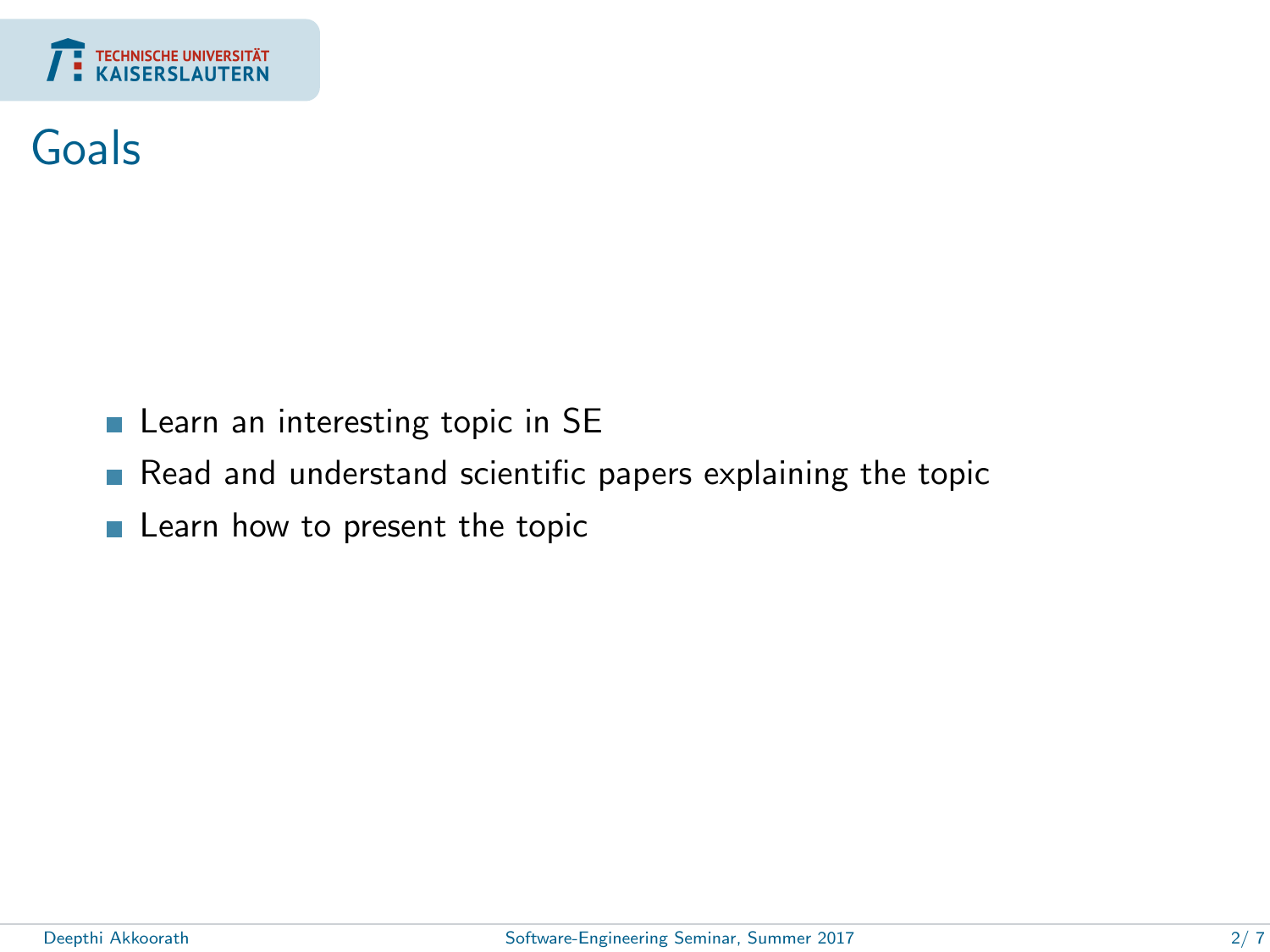# Goals

- Learn an interesting topic in SE
- Read and understand scientific papers explaining the topic
- Learn how to present the topic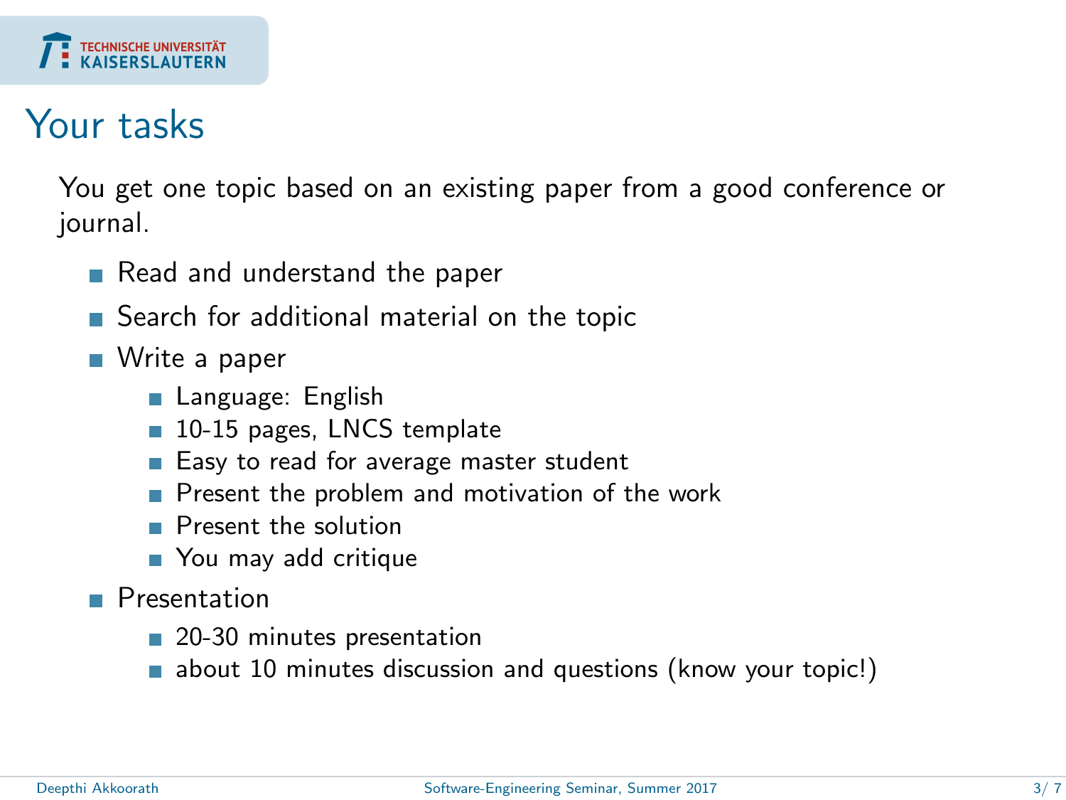# Your tasks

You get one topic based on an existing paper from a good conference or journal.

- Read and understand the paper
- Search for additional material on the topic
- Write a paper
  - Language: English
  - 10-15 pages, LNCS template
  - Easy to read for average master student
  - Present the problem and motivation of the work
  - Present the solution
  - You may add critique
- Presentation
  - 20-30 minutes presentation
  - about 10 minutes discussion and questions (know your topic!)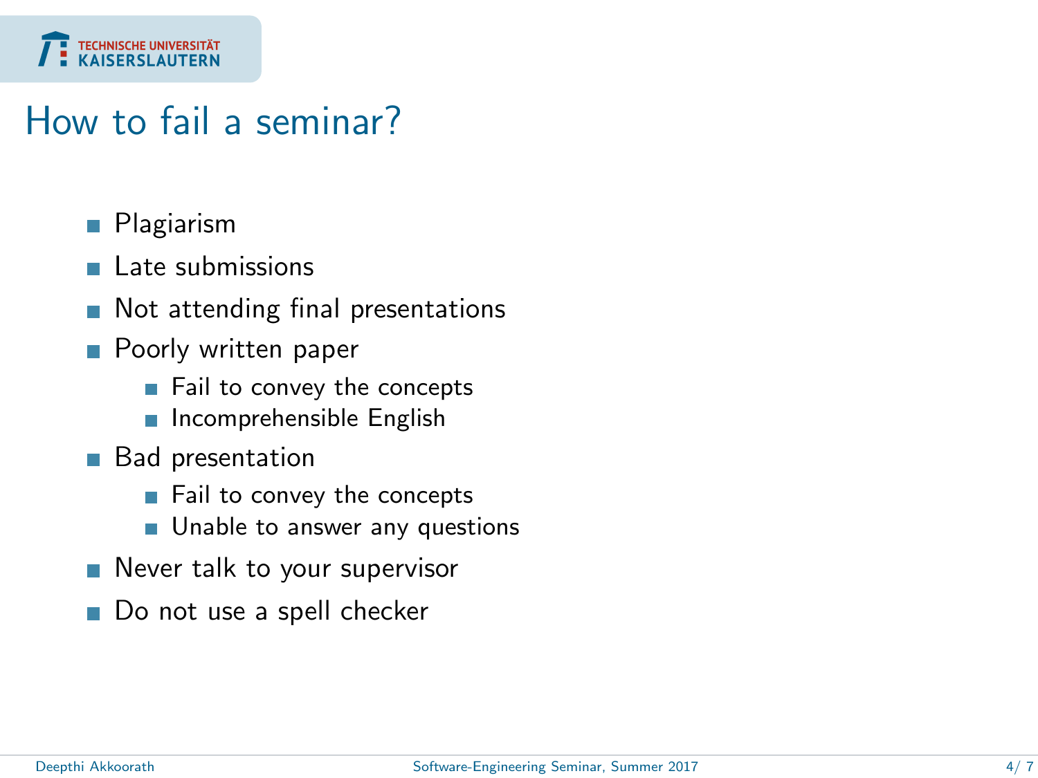# How to fail a seminar?

- Plagiarism
- Late submissions
- Not attending final presentations
- Poorly written paper
  - Fail to convey the concepts
  - Incomprehensible English
- Bad presentation
  - Fail to convey the concepts
  - Unable to answer any questions
- Never talk to your supervisor
- Do not use a spell checker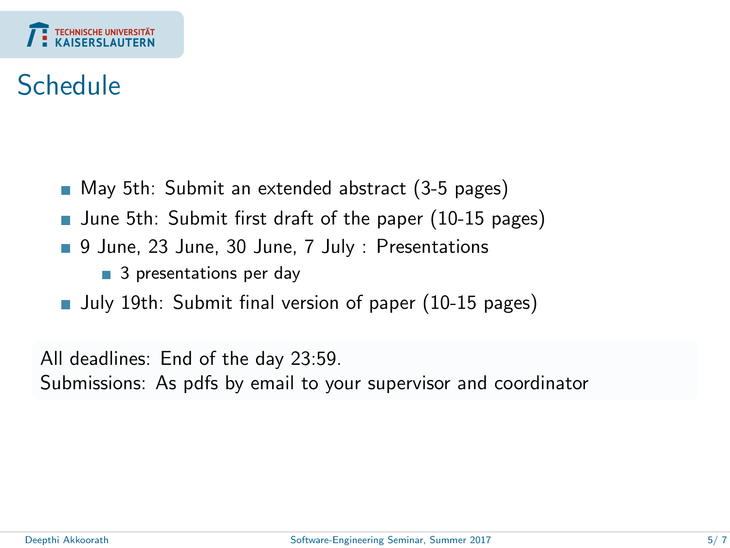# Schedule

- May 5th: Submit an extended abstract (3-5 pages)
- June 5th: Submit first draft of the paper (10-15 pages)
- 9 June, 23 June, 30 June, 7 July : Presentations
  - 3 presentations per day
- July 19th: Submit final version of paper (10-15 pages)

All deadlines: End of the day 23:59.
Submissions: As pdfs by email to your supervisor and coordinator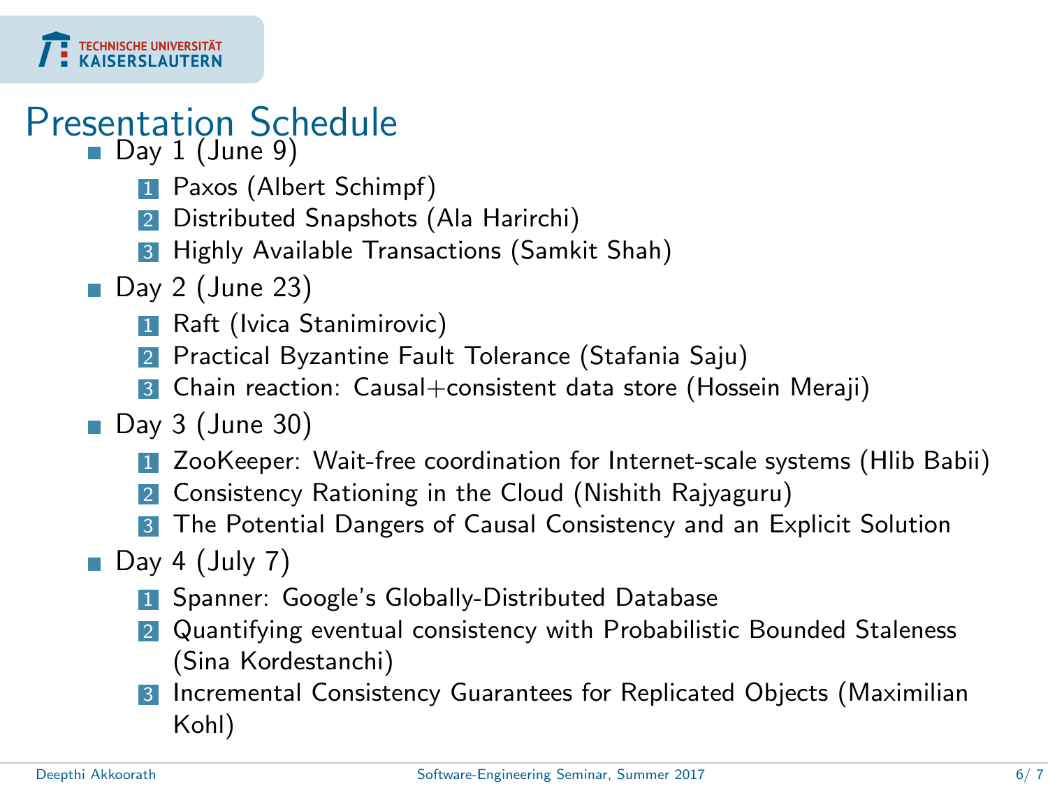# Presentation Schedule

- Day 1 (June 9)
  1. Paxos (Albert Schimpf)
  2. Distributed Snapshots (Ala Harirchi)
  3. Highly Available Transactions (Samkit Shah)
- Day 2 (June 23)
  1. Raft (Ivica Stanimirovic)
  2. Practical Byzantine Fault Tolerance (Stafania Saju)
  3. Chain reaction: Causal+consistent data store (Hossein Meraji)
- Day 3 (June 30)
  1. ZooKeeper: Wait-free coordination for Internet-scale systems (Hlib Babii)
  2. Consistency Rationing in the Cloud (Nishith Rajyaguru)
  3. The Potential Dangers of Causal Consistency and an Explicit Solution
- Day 4 (July 7)
  1. Spanner: Google's Globally-Distributed Database
  2. Quantifying eventual consistency with Probabilistic Bounded Staleness (Sina Kordestanchi)
  3. Incremental Consistency Guarantees for Replicated Objects (Maximilian Kohl)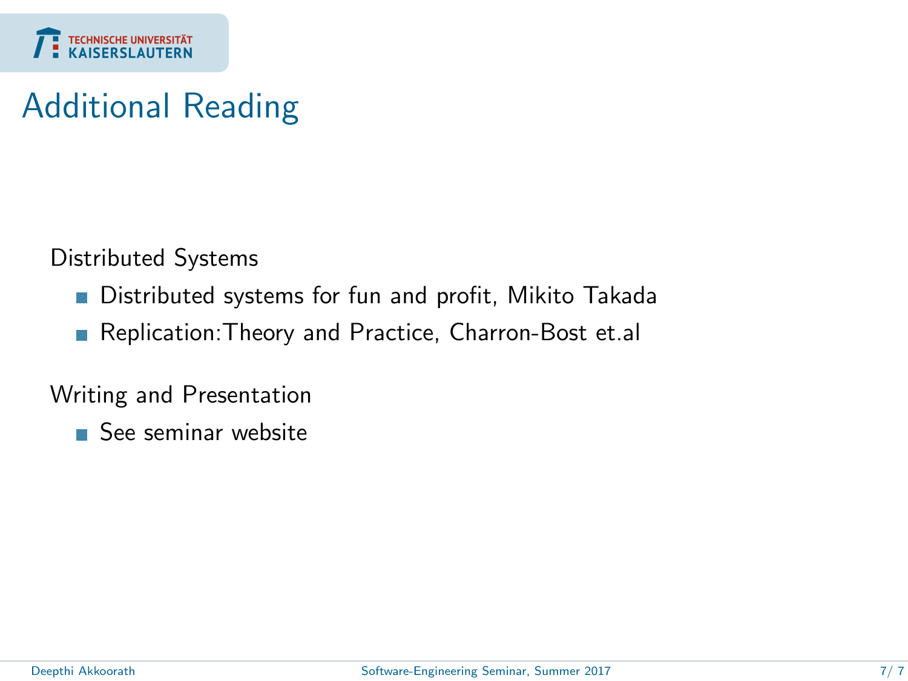# Additional Reading

Distributed Systems

- Distributed systems for fun and profit, Mikito Takada
- Replication:Theory and Practice, Charron-Bost et.al

Writing and Presentation

- See seminar website